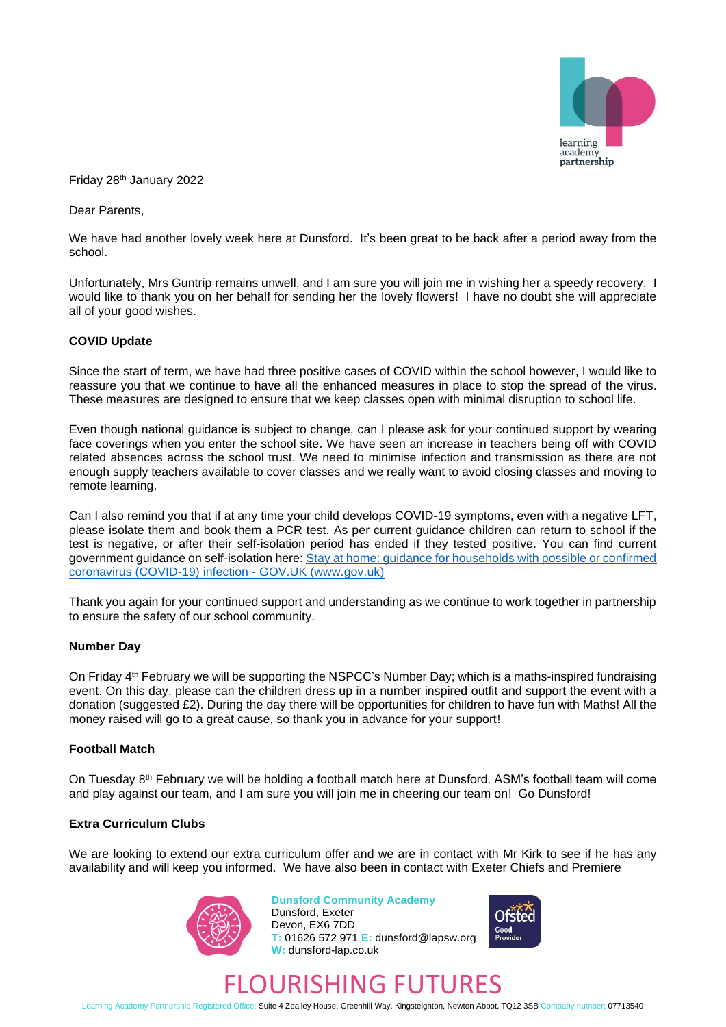Friday 28th January 2022

Dear Parents,

We have had another lovely week here at Dunsford. It's been great to be back after a period away from the school.

Unfortunately, Mrs Guntrip remains unwell, and I am sure you will join me in wishing her a speedy recovery. I would like to thank you on her behalf for sending her the lovely flowers! I have no doubt she will appreciate all of your good wishes.

**COVID Update**

Since the start of term, we have had three positive cases of COVID within the school however, I would like to reassure you that we continue to have all the enhanced measures in place to stop the spread of the virus. These measures are designed to ensure that we keep classes open with minimal disruption to school life.

Even though national guidance is subject to change, can I please ask for your continued support by wearing face coverings when you enter the school site. We have seen an increase in teachers being off with COVID related absences across the school trust. We need to minimise infection and transmission as there are not enough supply teachers available to cover classes and we really want to avoid closing classes and moving to remote learning.

Can I also remind you that if at any time your child develops COVID-19 symptoms, even with a negative LFT, please isolate them and book them a PCR test. As per current guidance children can return to school if the test is negative, or after their self-isolation period has ended if they tested positive. You can find current government guidance on self-isolation here: Stay at home: guidance for households with possible or confirmed coronavirus (COVID-19) infection - GOV.UK (www.gov.uk)

Thank you again for your continued support and understanding as we continue to work together in partnership to ensure the safety of our school community.

**Number Day**

On Friday 4th February we will be supporting the NSPCC's Number Day; which is a maths-inspired fundraising event. On this day, please can the children dress up in a number inspired outfit and support the event with a donation (suggested £2). During the day there will be opportunities for children to have fun with Maths! All the money raised will go to a great cause, so thank you in advance for your support!

**Football Match**

On Tuesday 8th February we will be holding a football match here at Dunsford. ASM's football team will come and play against our team, and I am sure you will join me in cheering our team on! Go Dunsford!

**Extra Curriculum Clubs**

We are looking to extend our extra curriculum offer and we are in contact with Mr Kirk to see if he has any availability and will keep you informed. We have also been in contact with Exeter Chiefs and Premiere

**Dunsford Community Academy**
Dunsford, Exeter
Devon, EX6 7DD
T: 01626 572 971 E: dunsford@lapsw.org
W: dunsford-lap.co.uk

FLOURISHING FUTURES

Learning Academy Partnership Registered Office: Suite 4 Zealley House, Greenhill Way, Kingsteignton, Newton Abbot, TQ12 3SB Company number: 07713540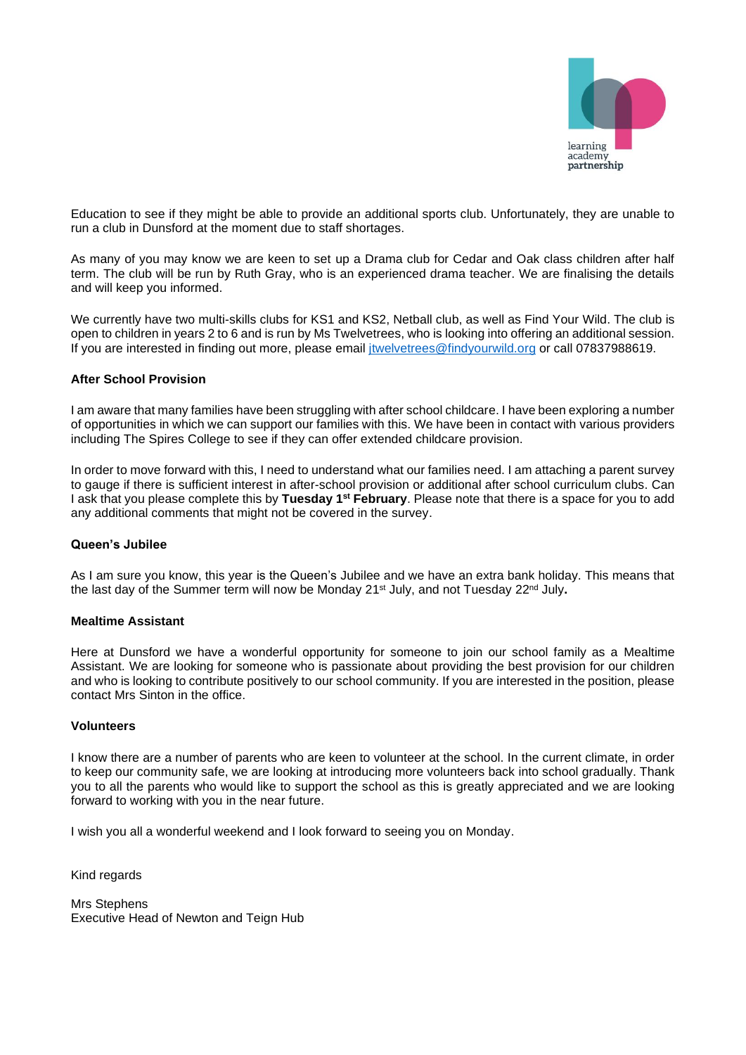Education to see if they might be able to provide an additional sports club. Unfortunately, they are unable to run a club in Dunsford at the moment due to staff shortages.

As many of you may know we are keen to set up a Drama club for Cedar and Oak class children after half term. The club will be run by Ruth Gray, who is an experienced drama teacher. We are finalising the details and will keep you informed.

We currently have two multi-skills clubs for KS1 and KS2, Netball club, as well as Find Your Wild. The club is open to children in years 2 to 6 and is run by Ms Twelvetrees, who is looking into offering an additional session. If you are interested in finding out more, please email jtwelvetrees@findyourwild.org or call 07837988619.

**After School Provision**

I am aware that many families have been struggling with after school childcare. I have been exploring a number of opportunities in which we can support our families with this. We have been in contact with various providers including The Spires College to see if they can offer extended childcare provision.

In order to move forward with this, I need to understand what our families need. I am attaching a parent survey to gauge if there is sufficient interest in after-school provision or additional after school curriculum clubs. Can I ask that you please complete this by **Tuesday 1st February**. Please note that there is a space for you to add any additional comments that might not be covered in the survey.

**Queen's Jubilee**

As I am sure you know, this year is the Queen's Jubilee and we have an extra bank holiday. This means that the last day of the Summer term will now be Monday 21st July, and not Tuesday 22nd July.

**Mealtime Assistant**

Here at Dunsford we have a wonderful opportunity for someone to join our school family as a Mealtime Assistant. We are looking for someone who is passionate about providing the best provision for our children and who is looking to contribute positively to our school community. If you are interested in the position, please contact Mrs Sinton in the office.

**Volunteers**

I know there are a number of parents who are keen to volunteer at the school. In the current climate, in order to keep our community safe, we are looking at introducing more volunteers back into school gradually. Thank you to all the parents who would like to support the school as this is greatly appreciated and we are looking forward to working with you in the near future.

I wish you all a wonderful weekend and I look forward to seeing you on Monday.

Kind regards

Mrs Stephens
Executive Head of Newton and Teign Hub